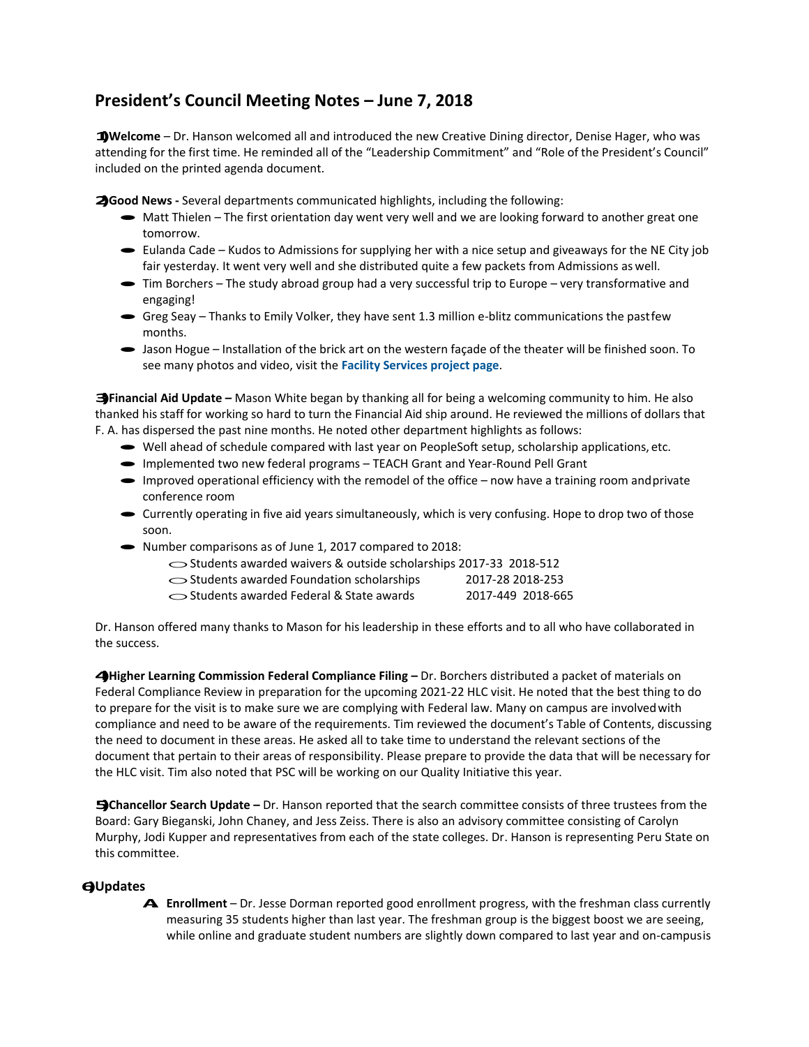# President's Council Meeting Notes – June 7, 2018

1) **Welcome** – Dr. Hanson welcomed all and introduced the new Creative Dining director, Denise Hager, who was attending for the first time. He reminded all of the "Leadership Commitment" and "Role of the President's Council" included on the printed agenda document.

2) **Good News -** Several departments communicated highlights, including the following:

- Matt Thielen – The first orientation day went very well and we are looking forward to another great one tomorrow.
- Eulanda Cade – Kudos to Admissions for supplying her with a nice setup and giveaways for the NE City job fair yesterday. It went very well and she distributed quite a few packets from Admissions as well.
- Tim Borchers – The study abroad group had a very successful trip to Europe – very transformative and engaging!
- Greg Seay – Thanks to Emily Volker, they have sent 1.3 million e-blitz communications the past few months.
- Jason Hogue – Installation of the brick art on the western façade of the theater will be finished soon. To see many photos and video, visit the **Facility Services project page**.

3) **Financial Aid Update –** Mason White began by thanking all for being a welcoming community to him. He also thanked his staff for working so hard to turn the Financial Aid ship around. He reviewed the millions of dollars that F. A. has dispersed the past nine months. He noted other department highlights as follows:

- Well ahead of schedule compared with last year on PeopleSoft setup, scholarship applications, etc.
- Implemented two new federal programs – TEACH Grant and Year-Round Pell Grant
- Improved operational efficiency with the remodel of the office – now have a training room and private conference room
- Currently operating in five aid years simultaneously, which is very confusing. Hope to drop two of those soon.
- Number comparisons as of June 1, 2017 compared to 2018:
  - Students awarded waivers & outside scholarships 2017-33 2018-512
  - Students awarded Foundation scholarships 2017-28 2018-253
  - Students awarded Federal & State awards 2017-449 2018-665

Dr. Hanson offered many thanks to Mason for his leadership in these efforts and to all who have collaborated in the success.

4) **Higher Learning Commission Federal Compliance Filing –** Dr. Borchers distributed a packet of materials on Federal Compliance Review in preparation for the upcoming 2021-22 HLC visit. He noted that the best thing to do to prepare for the visit is to make sure we are complying with Federal law. Many on campus are involved with compliance and need to be aware of the requirements. Tim reviewed the document's Table of Contents, discussing the need to document in these areas. He asked all to take time to understand the relevant sections of the document that pertain to their areas of responsibility. Please prepare to provide the data that will be necessary for the HLC visit. Tim also noted that PSC will be working on our Quality Initiative this year.

5) **Chancellor Search Update –** Dr. Hanson reported that the search committee consists of three trustees from the Board: Gary Bieganski, John Chaney, and Jess Zeiss. There is also an advisory committee consisting of Carolyn Murphy, Jodi Kupper and representatives from each of the state colleges. Dr. Hanson is representing Peru State on this committee.

6) **Updates**

A. **Enrollment** – Dr. Jesse Dorman reported good enrollment progress, with the freshman class currently measuring 35 students higher than last year. The freshman group is the biggest boost we are seeing, while online and graduate student numbers are slightly down compared to last year and on-campus is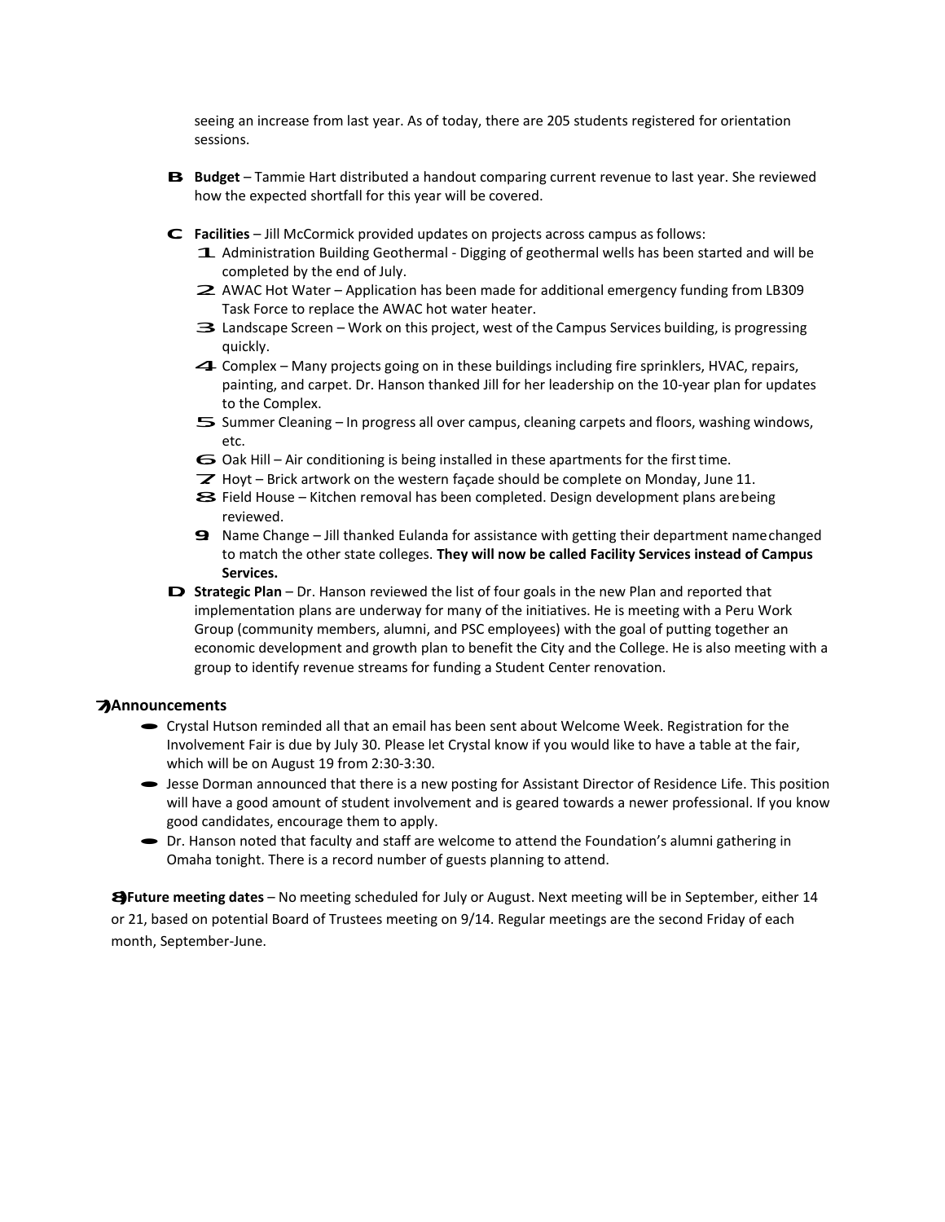seeing an increase from last year. As of today, there are 205 students registered for orientation sessions.

B. **Budget** – Tammie Hart distributed a handout comparing current revenue to last year. She reviewed how the expected shortfall for this year will be covered.

C. **Facilities** – Jill McCormick provided updates on projects across campus as follows:
   1. Administration Building Geothermal - Digging of geothermal wells has been started and will be completed by the end of July.
   2. AWAC Hot Water – Application has been made for additional emergency funding from LB309 Task Force to replace the AWAC hot water heater.
   3. Landscape Screen – Work on this project, west of the Campus Services building, is progressing quickly.
   4. Complex – Many projects going on in these buildings including fire sprinklers, HVAC, repairs, painting, and carpet. Dr. Hanson thanked Jill for her leadership on the 10-year plan for updates to the Complex.
   5. Summer Cleaning – In progress all over campus, cleaning carpets and floors, washing windows, etc.
   6. Oak Hill – Air conditioning is being installed in these apartments for the first time.
   7. Hoyt – Brick artwork on the western façade should be complete on Monday, June 11.
   8. Field House – Kitchen removal has been completed. Design development plans are being reviewed.
   9. Name Change – Jill thanked Eulanda for assistance with getting their department name changed to match the other state colleges. **They will now be called Facility Services instead of Campus Services.**

D. **Strategic Plan** – Dr. Hanson reviewed the list of four goals in the new Plan and reported that implementation plans are underway for many of the initiatives. He is meeting with a Peru Work Group (community members, alumni, and PSC employees) with the goal of putting together an economic development and growth plan to benefit the City and the College. He is also meeting with a group to identify revenue streams for funding a Student Center renovation.

7) **Announcements**

- Crystal Hutson reminded all that an email has been sent about Welcome Week. Registration for the Involvement Fair is due by July 30. Please let Crystal know if you would like to have a table at the fair, which will be on August 19 from 2:30-3:30.
- Jesse Dorman announced that there is a new posting for Assistant Director of Residence Life. This position will have a good amount of student involvement and is geared towards a newer professional. If you know good candidates, encourage them to apply.
- Dr. Hanson noted that faculty and staff are welcome to attend the Foundation's alumni gathering in Omaha tonight. There is a record number of guests planning to attend.

8) **Future meeting dates** – No meeting scheduled for July or August. Next meeting will be in September, either 14 or 21, based on potential Board of Trustees meeting on 9/14. Regular meetings are the second Friday of each month, September-June.